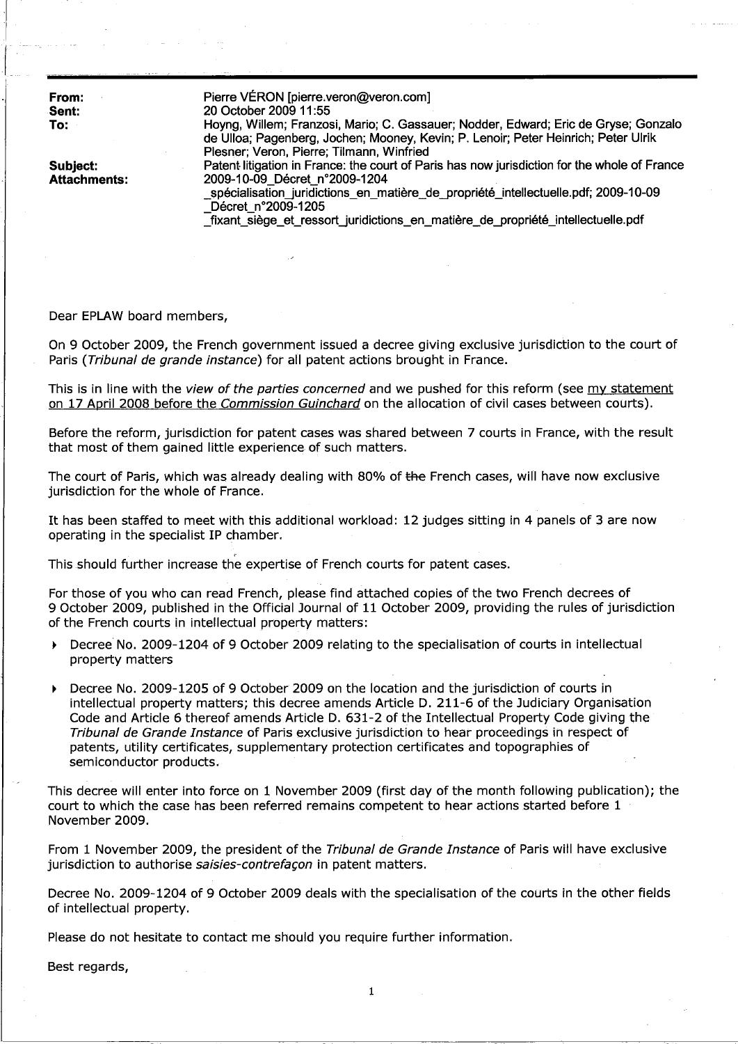**From:** Pierre VÉRON [pierre.veron@veron.com]
**Sent:** 20 October 2009 11:55
**To:** Hoyng, Willem; Franzosi, Mario; C. Gassauer; Nodder, Edward; Eric de Gryse; Gonzalo de Ulloa; Pagenberg, Jochen; Mooney, Kevin; P. Lenoir; Peter Heinrich; Peter Ulrik Plesner; Veron, Pierre; Tilmann, Winfried
**Subject:** Patent litigation in France: the court of Paris has now jurisdiction for the whole of France
**Attachments:** 2009-10-09_Décret_n°2009-1204 _spécialisation_juridictions_en_matière_de_propriété_intellectuelle.pdf; 2009-10-09 _Décret_n°2009-1205 _fixant_siège_et_ressort_juridictions_en_matière_de_propriété_intellectuelle.pdf

Dear EPLAW board members,

On 9 October 2009, the French government issued a decree giving exclusive jurisdiction to the court of Paris (*Tribunal de grande instance*) for all patent actions brought in France.

This is in line with the *view of the parties concerned* and we pushed for this reform (see my statement on 17 April 2008 before the *Commission Guinchard* on the allocation of civil cases between courts).

Before the reform, jurisdiction for patent cases was shared between 7 courts in France, with the result that most of them gained little experience of such matters.

The court of Paris, which was already dealing with 80% of ~~the~~ French cases, will have now exclusive jurisdiction for the whole of France.

It has been staffed to meet with this additional workload: 12 judges sitting in 4 panels of 3 are now operating in the specialist IP chamber.

This should further increase the expertise of French courts for patent cases.

For those of you who can read French, please find attached copies of the two French decrees of 9 October 2009, published in the Official Journal of 11 October 2009, providing the rules of jurisdiction of the French courts in intellectual property matters:

- Decree No. 2009-1204 of 9 October 2009 relating to the specialisation of courts in intellectual property matters
- Decree No. 2009-1205 of 9 October 2009 on the location and the jurisdiction of courts in intellectual property matters; this decree amends Article D. 211-6 of the Judiciary Organisation Code and Article 6 thereof amends Article D. 631-2 of the Intellectual Property Code giving the *Tribunal de Grande Instance* of Paris exclusive jurisdiction to hear proceedings in respect of patents, utility certificates, supplementary protection certificates and topographies of semiconductor products.

This decree will enter into force on 1 November 2009 (first day of the month following publication); the court to which the case has been referred remains competent to hear actions started before 1 November 2009.

From 1 November 2009, the president of the *Tribunal de Grande Instance* of Paris will have exclusive jurisdiction to authorise *saisies-contrefaçon* in patent matters.

Decree No. 2009-1204 of 9 October 2009 deals with the specialisation of the courts in the other fields of intellectual property.

Please do not hesitate to contact me should you require further information.

Best regards,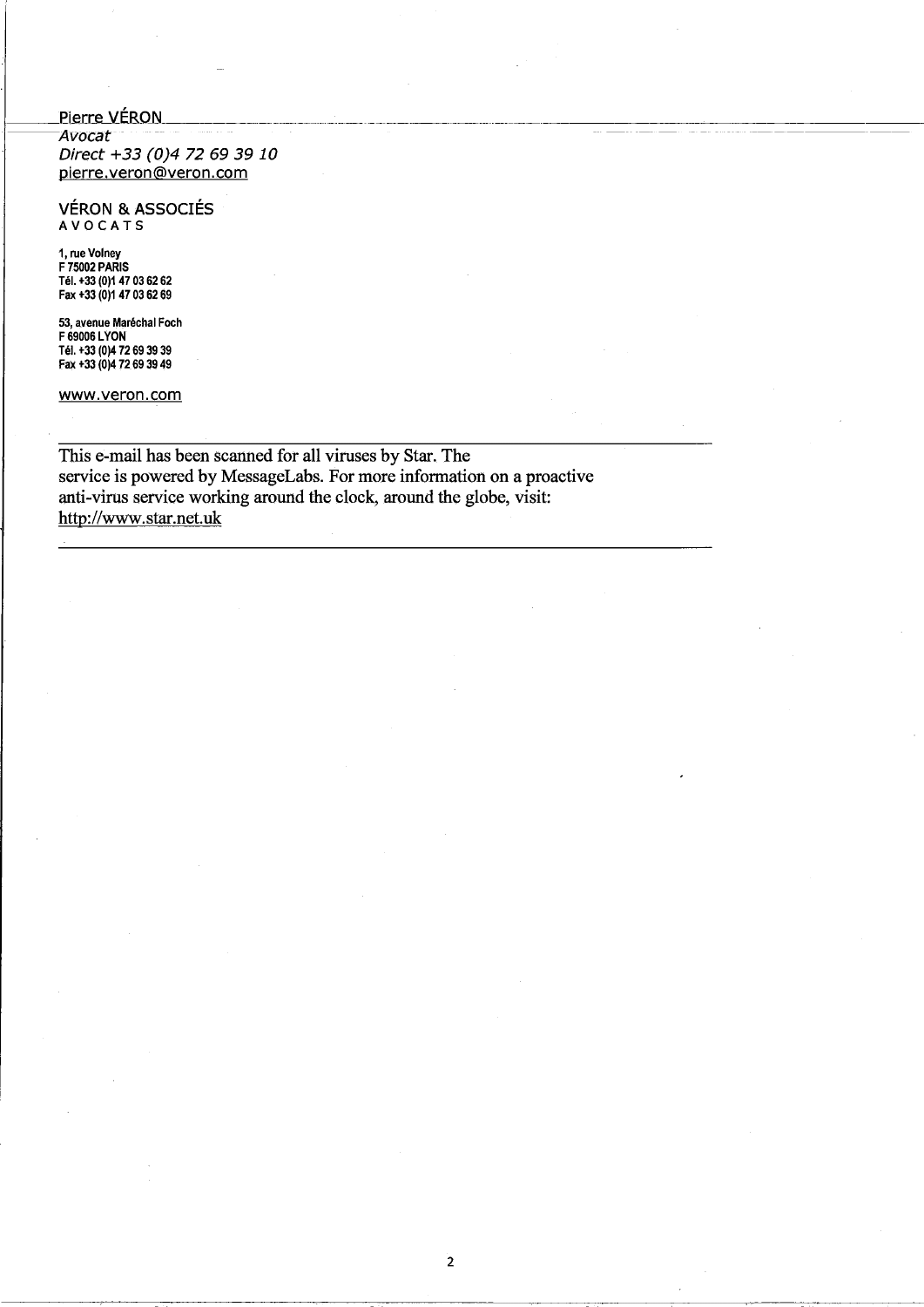Pierre VÉRON

*Avocat*

*Direct +33 (0)4 72 69 39 10*

pierre.veron@veron.com

VÉRON & ASSOCIÉS

AVOCATS

**1, rue Volney**
**F 75002 PARIS**
**Tél. +33 (0)1 47 03 62 62**
**Fax +33 (0)1 47 03 62 69**

**53, avenue Maréchal Foch**
**F 69006 LYON**
**Tél. +33 (0)4 72 69 39 39**
**Fax +33 (0)4 72 69 39 49**

www.veron.com

---

This e-mail has been scanned for all viruses by Star. The service is powered by MessageLabs. For more information on a proactive anti-virus service working around the clock, around the globe, visit: http://www.star.net.uk

---